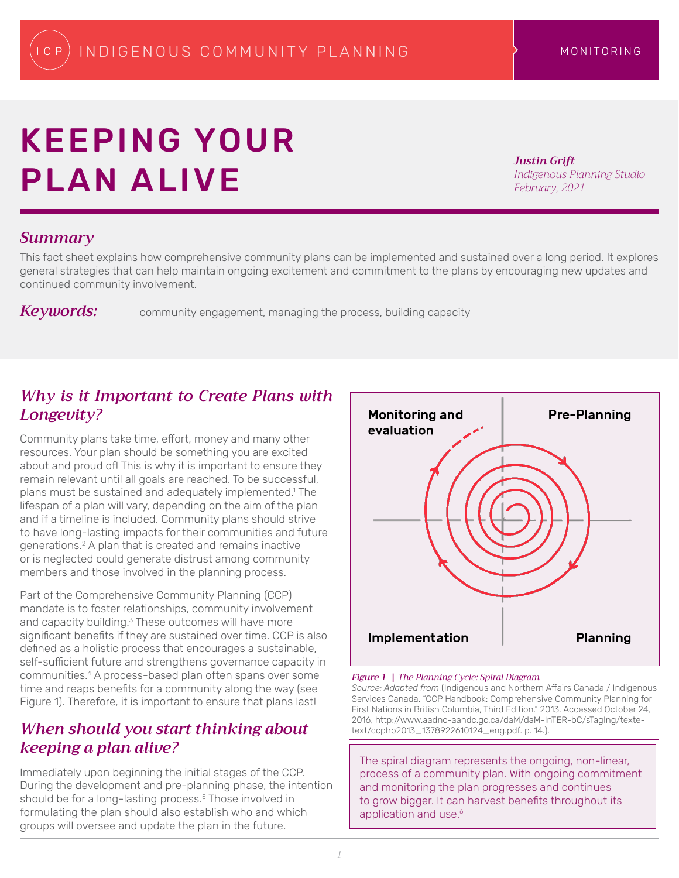INDIGENOUS COMMUNITY PLANNING | MONITORING

# KEEPING YOUR PLAN ALIVE

***Justin Grift***
*Indigenous Planning Studio*
*February, 2021*

## *Summary*

This fact sheet explains how comprehensive community plans can be implemented and sustained over a long period. It explores general strategies that can help maintain ongoing excitement and commitment to the plans by encouraging new updates and continued community involvement.

***Keywords:*** community engagement, managing the process, building capacity

## *Why is it Important to Create Plans with Longevity?*

Community plans take time, effort, money and many other resources. Your plan should be something you are excited about and proud of! This is why it is important to ensure they remain relevant until all goals are reached. To be successful, plans must be sustained and adequately implemented.[1] The lifespan of a plan will vary, depending on the aim of the plan and if a timeline is included. Community plans should strive to have long-lasting impacts for their communities and future generations.[2] A plan that is created and remains inactive or is neglected could generate distrust among community members and those involved in the planning process.

Part of the Comprehensive Community Planning (CCP) mandate is to foster relationships, community involvement and capacity building.[3] These outcomes will have more significant benefits if they are sustained over time. CCP is also defined as a holistic process that encourages a sustainable, self-sufficient future and strengthens governance capacity in communities.[4] A process-based plan often spans over some time and reaps benefits for a community along the way (see Figure 1). Therefore, it is important to ensure that plans last!

## *When should you start thinking about keeping a plan alive?*

Immediately upon beginning the initial stages of the CCP. During the development and pre-planning phase, the intention should be for a long-lasting process.[5] Those involved in formulating the plan should also establish who and which groups will oversee and update the plan in the future.

Monitoring and evaluation | Pre-Planning | Implementation | Planning

***Figure 1** | The Planning Cycle: Spiral Diagram*
*Source: Adapted from* (Indigenous and Northern Affairs Canada / Indigenous Services Canada. "CCP Handbook: Comprehensive Community Planning for First Nations in British Columbia, Third Edition." 2013. Accessed October 24, 2016, http://www.aadnc-aandc.gc.ca/daM/daM-InTER-bC/sTagIng/texte-text/ccphb2013_1378922610124_eng.pdf. p. 14.).

The spiral diagram represents the ongoing, non-linear, process of a community plan. With ongoing commitment and monitoring the plan progresses and continues to grow bigger. It can harvest benefits throughout its application and use.[6]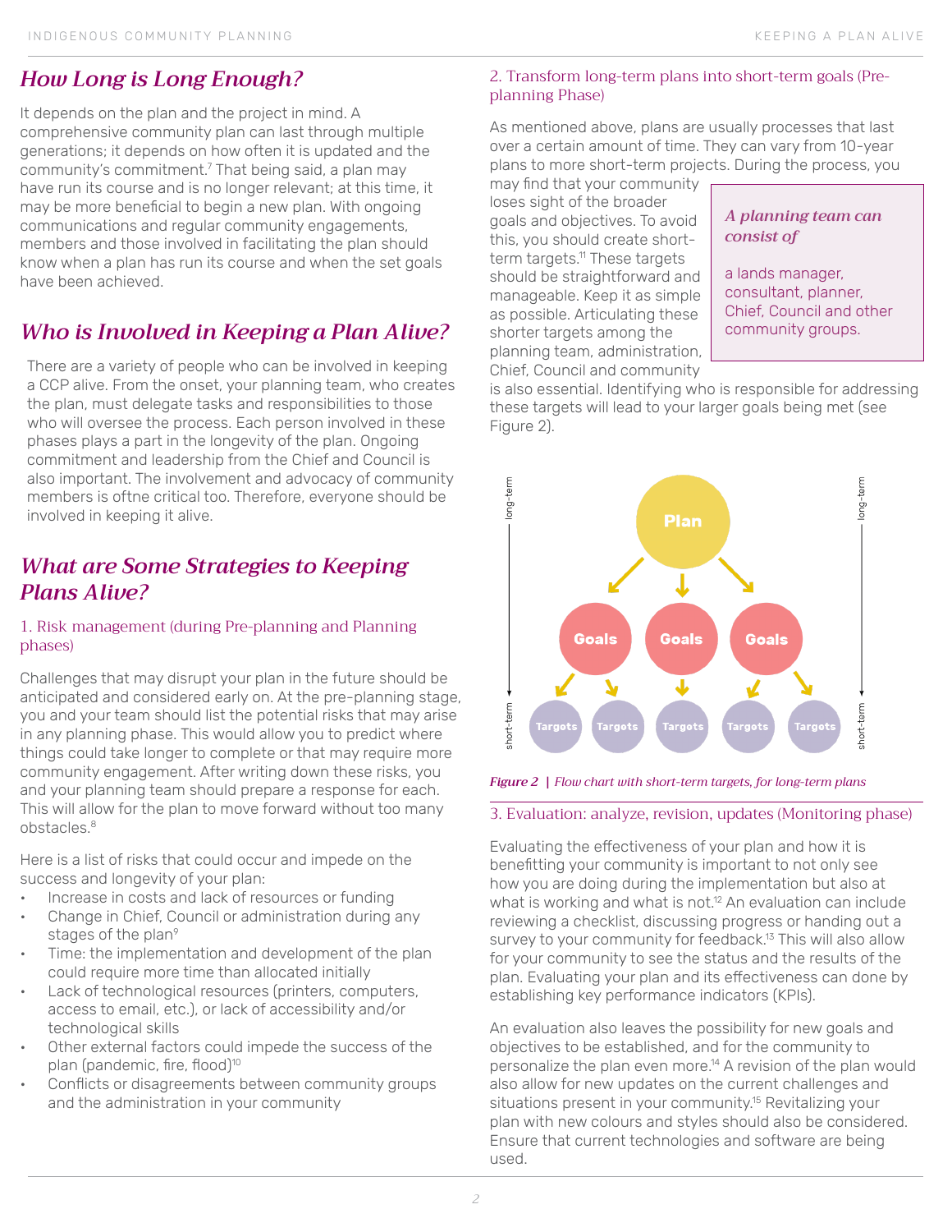## How Long is Long Enough?

It depends on the plan and the project in mind. A comprehensive community plan can last through multiple generations; it depends on how often it is updated and the community's commitment.[7] That being said, a plan may have run its course and is no longer relevant; at this time, it may be more beneficial to begin a new plan. With ongoing communications and regular community engagements, members and those involved in facilitating the plan should know when a plan has run its course and when the set goals have been achieved.

## Who is Involved in Keeping a Plan Alive?

There are a variety of people who can be involved in keeping a CCP alive. From the onset, your planning team, who creates the plan, must delegate tasks and responsibilities to those who will oversee the process. Each person involved in these phases plays a part in the longevity of the plan. Ongoing commitment and leadership from the Chief and Council is also important. The involvement and advocacy of community members is oftne critical too. Therefore, everyone should be involved in keeping it alive.

## What are Some Strategies to Keeping Plans Alive?

### 1. Risk management (during Pre-planning and Planning phases)

Challenges that may disrupt your plan in the future should be anticipated and considered early on. At the pre-planning stage, you and your team should list the potential risks that may arise in any planning phase. This would allow you to predict where things could take longer to complete or that may require more community engagement. After writing down these risks, you and your planning team should prepare a response for each. This will allow for the plan to move forward without too many obstacles.[8]

Here is a list of risks that could occur and impede on the success and longevity of your plan:

- Increase in costs and lack of resources or funding
- Change in Chief, Council or administration during any stages of the plan[9]
- Time: the implementation and development of the plan could require more time than allocated initially
- Lack of technological resources (printers, computers, access to email, etc.), or lack of accessibility and/or technological skills
- Other external factors could impede the success of the plan (pandemic, fire, flood)[10]
- Conflicts or disagreements between community groups and the administration in your community

### 2. Transform long-term plans into short-term goals (Pre-planning Phase)

As mentioned above, plans are usually processes that last over a certain amount of time. They can vary from 10-year plans to more short-term projects. During the process, you may find that your community loses sight of the broader goals and objectives. To avoid this, you should create short-term targets.[11] These targets should be straightforward and manageable. Keep it as simple as possible. Articulating these shorter targets among the planning team, administration, Chief, Council and community is also essential. Identifying who is responsible for addressing these targets will lead to your larger goals being met (see Figure 2).

> ***A planning team can consist of***
>
> a lands manager, consultant, planner, Chief, Council and other community groups.

***Figure 2*** | *Flow chart with short-term targets, for long-term plans*

### 3. Evaluation: analyze, revision, updates (Monitoring phase)

Evaluating the effectiveness of your plan and how it is benefitting your community is important to not only see how you are doing during the implementation but also at what is working and what is not.[12] An evaluation can include reviewing a checklist, discussing progress or handing out a survey to your community for feedback.[13] This will also allow for your community to see the status and the results of the plan. Evaluating your plan and its effectiveness can done by establishing key performance indicators (KPIs).

An evaluation also leaves the possibility for new goals and objectives to be established, and for the community to personalize the plan even more.[14] A revision of the plan would also allow for new updates on the current challenges and situations present in your community.[15] Revitalizing your plan with new colours and styles should also be considered. Ensure that current technologies and software are being used.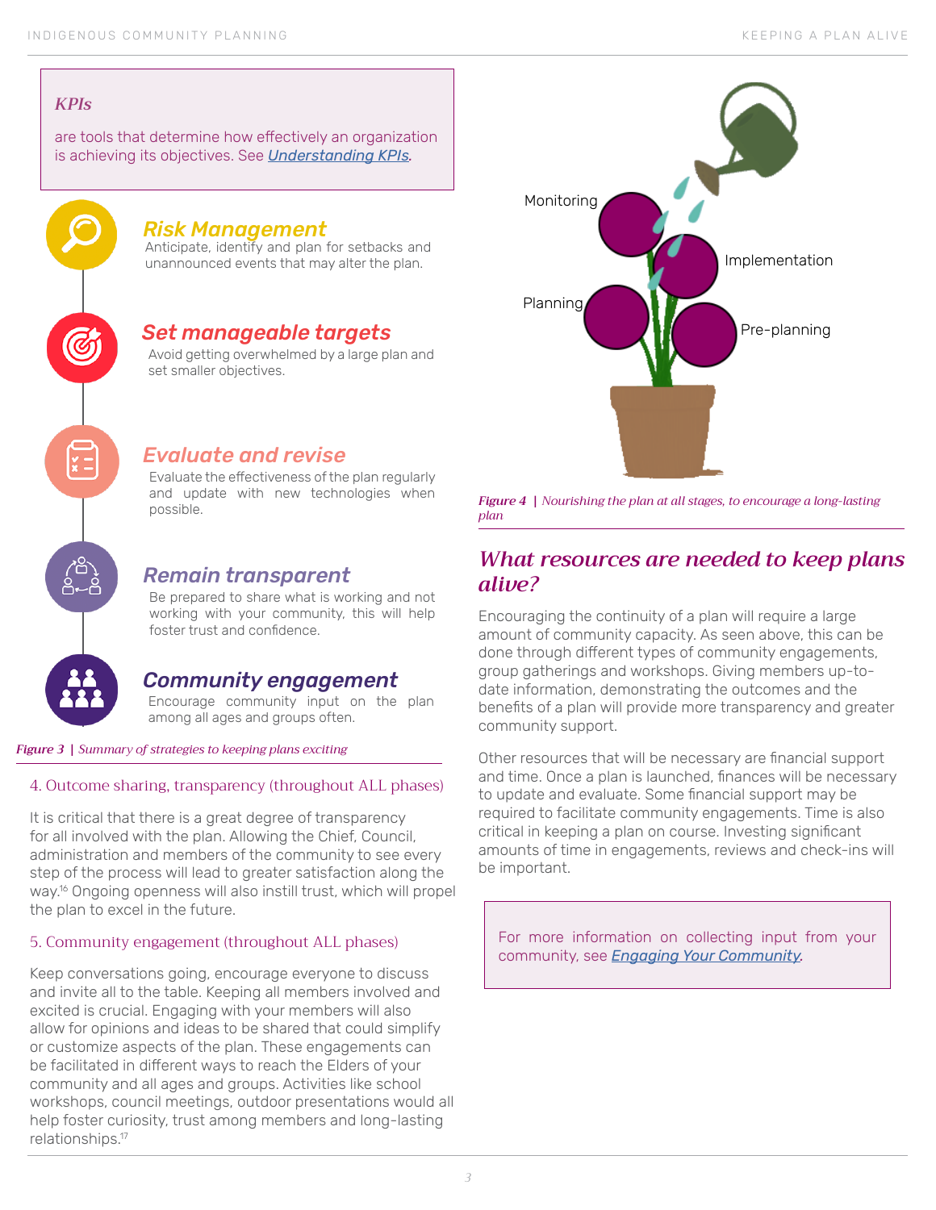> ***KPIs***
>
> are tools that determine how effectively an organization is achieving its objectives. See *Understanding KPIs*.

### Risk Management

Anticipate, identify and plan for setbacks and unannounced events that may alter the plan.

### Set manageable targets

Avoid getting overwhelmed by a large plan and set smaller objectives.

### Evaluate and revise

Evaluate the effectiveness of the plan regularly and update with new technologies when possible.

### Remain transparent

Be prepared to share what is working and not working with your community, this will help foster trust and confidence.

### Community engagement

Encourage community input on the plan among all ages and groups often.

***Figure 3** | Summary of strategies to keeping plans exciting*

#### 4. Outcome sharing, transparency (throughout ALL phases)

It is critical that there is a great degree of transparency for all involved with the plan. Allowing the Chief, Council, administration and members of the community to see every step of the process will lead to greater satisfaction along the way.[16] Ongoing openness will also instill trust, which will propel the plan to excel in the future.

#### 5. Community engagement (throughout ALL phases)

Keep conversations going, encourage everyone to discuss and invite all to the table. Keeping all members involved and excited is crucial. Engaging with your members will also allow for opinions and ideas to be shared that could simplify or customize aspects of the plan. These engagements can be facilitated in different ways to reach the Elders of your community and all ages and groups. Activities like school workshops, council meetings, outdoor presentations would all help foster curiosity, trust among members and long-lasting relationships.[17]

Monitoring

Implementation

Planning

Pre-planning

***Figure 4** | Nourishing the plan at all stages, to encourage a long-lasting plan*

## *What resources are needed to keep plans alive?*

Encouraging the continuity of a plan will require a large amount of community capacity. As seen above, this can be done through different types of community engagements, group gatherings and workshops. Giving members up-to-date information, demonstrating the outcomes and the benefits of a plan will provide more transparency and greater community support.

Other resources that will be necessary are financial support and time. Once a plan is launched, finances will be necessary to update and evaluate. Some financial support may be required to facilitate community engagements. Time is also critical in keeping a plan on course. Investing significant amounts of time in engagements, reviews and check-ins will be important.

> For more information on collecting input from your community, see *Engaging Your Community*.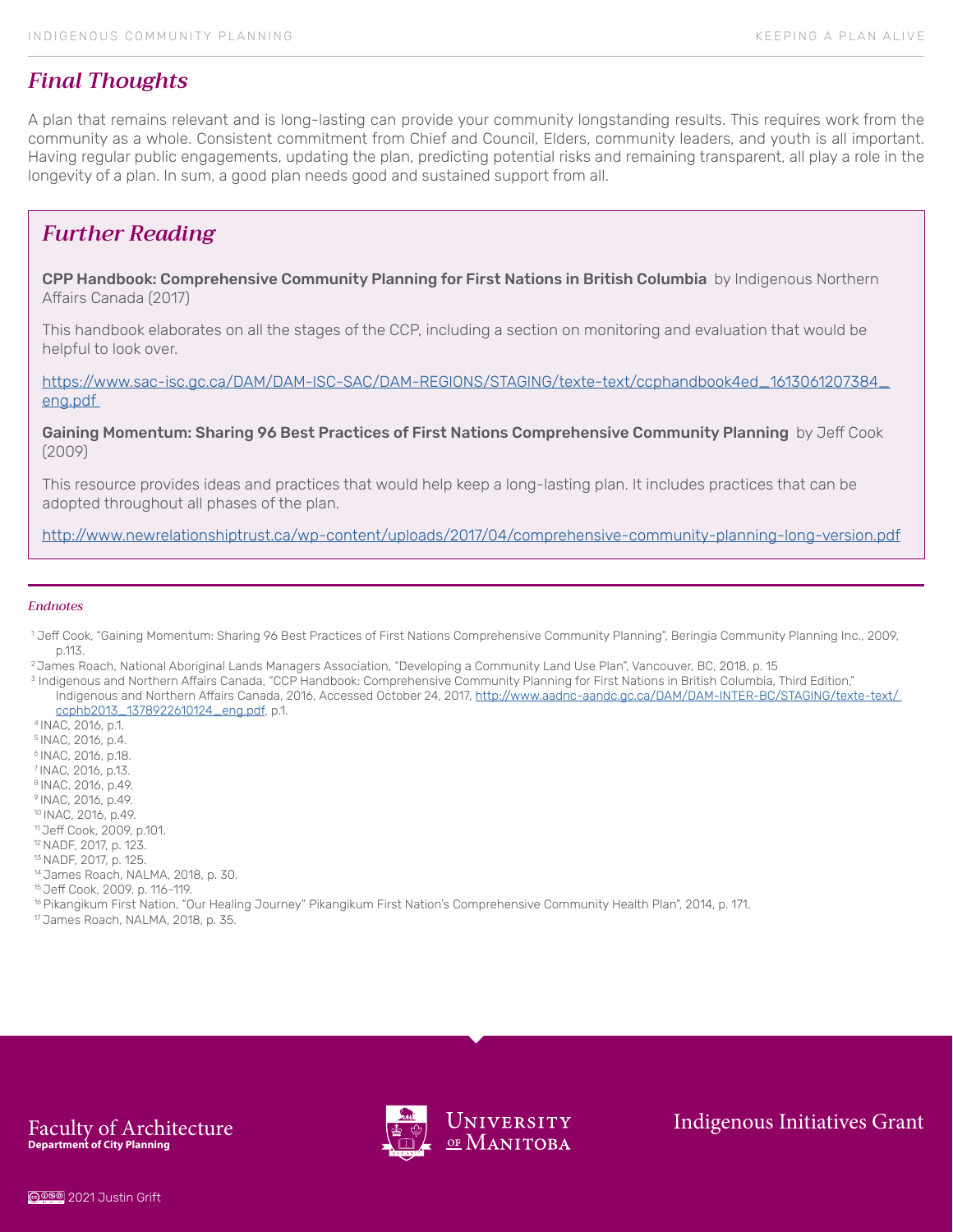## *Final Thoughts*

A plan that remains relevant and is long-lasting can provide your community longstanding results. This requires work from the community as a whole. Consistent commitment from Chief and Council, Elders, community leaders, and youth is all important. Having regular public engagements, updating the plan, predicting potential risks and remaining transparent, all play a role in the longevity of a plan. In sum, a good plan needs good and sustained support from all.

## *Further Reading*

**CPP Handbook: Comprehensive Community Planning for First Nations in British Columbia** by Indigenous Northern Affairs Canada (2017)

This handbook elaborates on all the stages of the CCP, including a section on monitoring and evaluation that would be helpful to look over.

https://www.sac-isc.gc.ca/DAM/DAM-ISC-SAC/DAM-REGIONS/STAGING/texte-text/ccphandbook4ed_1613061207384_eng.pdf

**Gaining Momentum: Sharing 96 Best Practices of First Nations Comprehensive Community Planning** by Jeff Cook (2009)

This resource provides ideas and practices that would help keep a long-lasting plan. It includes practices that can be adopted throughout all phases of the plan.

http://www.newrelationshiptrust.ca/wp-content/uploads/2017/04/comprehensive-community-planning-long-version.pdf

### *Endnotes*

[1] Jeff Cook, "Gaining Momentum: Sharing 96 Best Practices of First Nations Comprehensive Community Planning", Beringia Community Planning Inc., 2009, p.113.
[2] James Roach, National Aboriginal Lands Managers Association, "Developing a Community Land Use Plan", Vancouver, BC, 2018, p. 15
[3] Indigenous and Northern Affairs Canada, "CCP Handbook: Comprehensive Community Planning for First Nations in British Columbia, Third Edition," Indigenous and Northern Affairs Canada, 2016, Accessed October 24, 2017, http://www.aadnc-aandc.gc.ca/DAM/DAM-INTER-BC/STAGING/texte-text/ccphb2013_1378922610124_eng.pdf, p.1.
[4] INAC, 2016, p.1.
[5] INAC, 2016, p.4.
[6] INAC, 2016, p.18.
[7] INAC, 2016, p.13.
[8] INAC, 2016, p.49.
[9] INAC, 2016, p.49.
[10] INAC, 2016, p.49.
[11] Jeff Cook, 2009, p.101.
[12] NADF, 2017, p. 123.
[13] NADF, 2017, p. 125.
[14] James Roach, NALMA, 2018, p. 30.
[15] Jeff Cook, 2009, p. 116-119.
[16] Pikangikum First Nation, "Our Healing Journey" Pikangikum First Nation's Comprehensive Community Health Plan", 2014, p. 171.
[17] James Roach, NALMA, 2018, p. 35.

Faculty of Architecture
**Department of City Planning**

University of Manitoba

Indigenous Initiatives Grant

2021 Justin Grift